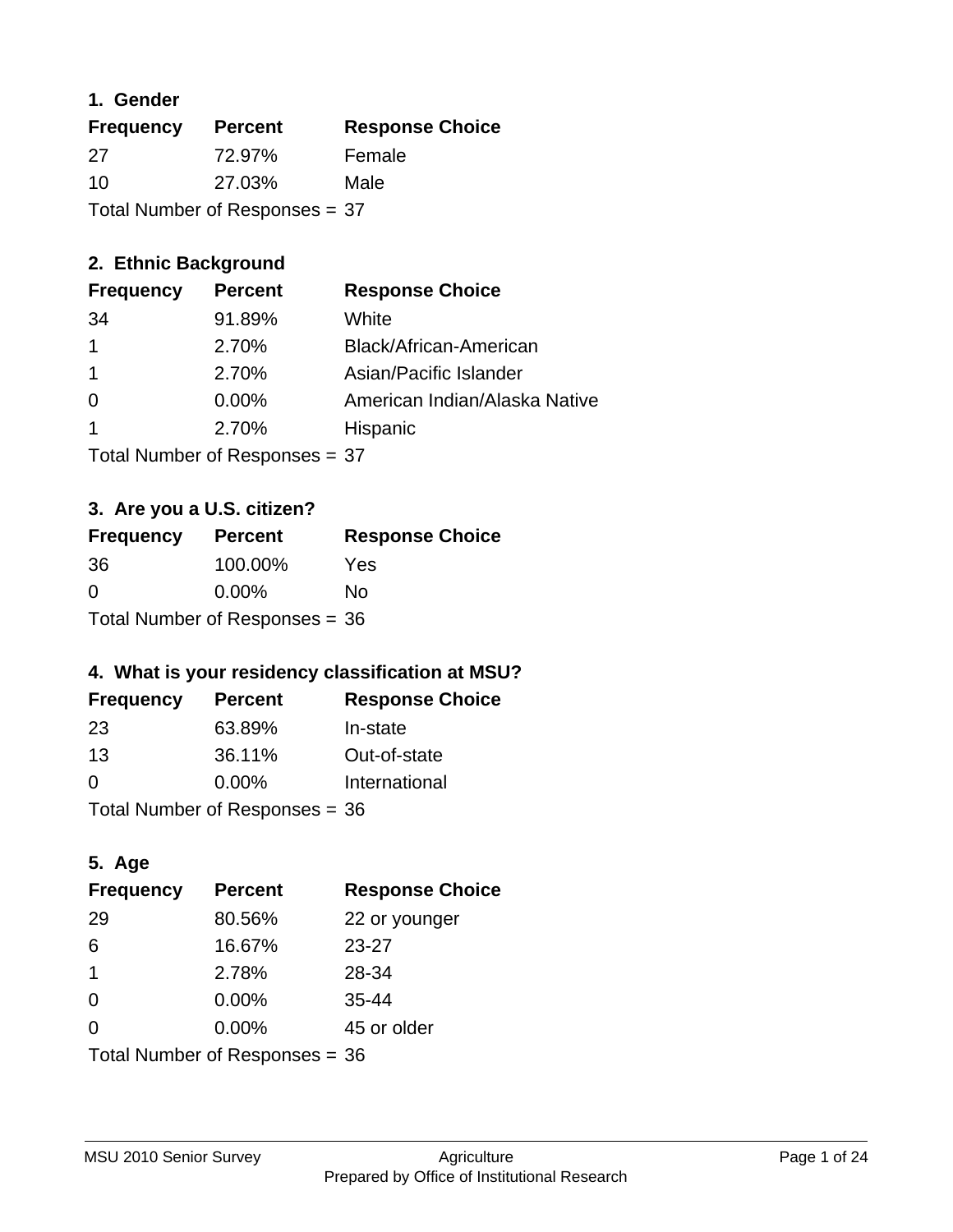### 1. Gender

| Frequency | Percent | Response Choice |
|---|---|---|
| 27 | 72.97% | Female |
| 10 | 27.03% | Male |

Total Number of Responses = 37

### 2. Ethnic Background

| Frequency | Percent | Response Choice |
|---|---|---|
| 34 | 91.89% | White |
| 1 | 2.70% | Black/African-American |
| 1 | 2.70% | Asian/Pacific Islander |
| 0 | 0.00% | American Indian/Alaska Native |
| 1 | 2.70% | Hispanic |

Total Number of Responses = 37

### 3. Are you a U.S. citizen?

| Frequency | Percent | Response Choice |
|---|---|---|
| 36 | 100.00% | Yes |
| 0 | 0.00% | No |

Total Number of Responses = 36

### 4. What is your residency classification at MSU?

| Frequency | Percent | Response Choice |
|---|---|---|
| 23 | 63.89% | In-state |
| 13 | 36.11% | Out-of-state |
| 0 | 0.00% | International |

Total Number of Responses = 36

### 5. Age

| Frequency | Percent | Response Choice |
|---|---|---|
| 29 | 80.56% | 22 or younger |
| 6 | 16.67% | 23-27 |
| 1 | 2.78% | 28-34 |
| 0 | 0.00% | 35-44 |
| 0 | 0.00% | 45 or older |

Total Number of Responses = 36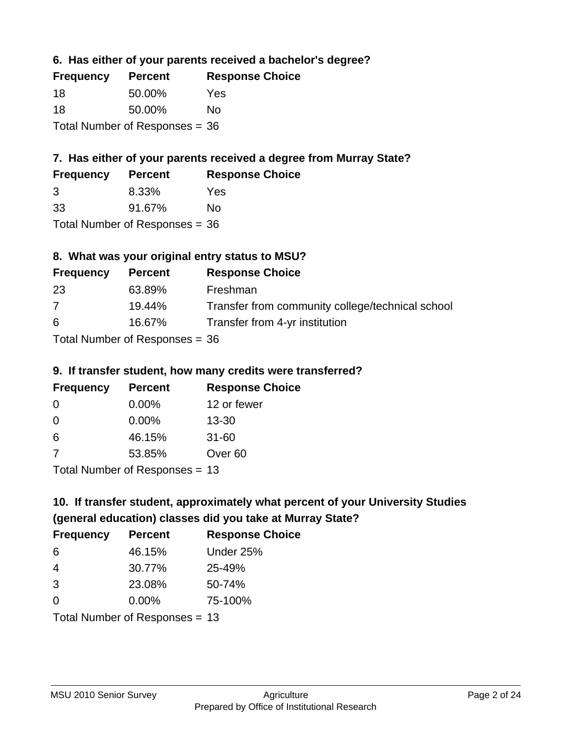### 6. Has either of your parents received a bachelor's degree?

| Frequency | Percent | Response Choice |
|---|---|---|
| 18 | 50.00% | Yes |
| 18 | 50.00% | No |

Total Number of Responses = 36

### 7. Has either of your parents received a degree from Murray State?

| Frequency | Percent | Response Choice |
|---|---|---|
| 3 | 8.33% | Yes |
| 33 | 91.67% | No |

Total Number of Responses = 36

### 8. What was your original entry status to MSU?

| Frequency | Percent | Response Choice |
|---|---|---|
| 23 | 63.89% | Freshman |
| 7 | 19.44% | Transfer from community college/technical school |
| 6 | 16.67% | Transfer from 4-yr institution |

Total Number of Responses = 36

### 9. If transfer student, how many credits were transferred?

| Frequency | Percent | Response Choice |
|---|---|---|
| 0 | 0.00% | 12 or fewer |
| 0 | 0.00% | 13-30 |
| 6 | 46.15% | 31-60 |
| 7 | 53.85% | Over 60 |

Total Number of Responses = 13

### 10. If transfer student, approximately what percent of your University Studies (general education) classes did you take at Murray State?

| Frequency | Percent | Response Choice |
|---|---|---|
| 6 | 46.15% | Under 25% |
| 4 | 30.77% | 25-49% |
| 3 | 23.08% | 50-74% |
| 0 | 0.00% | 75-100% |

Total Number of Responses = 13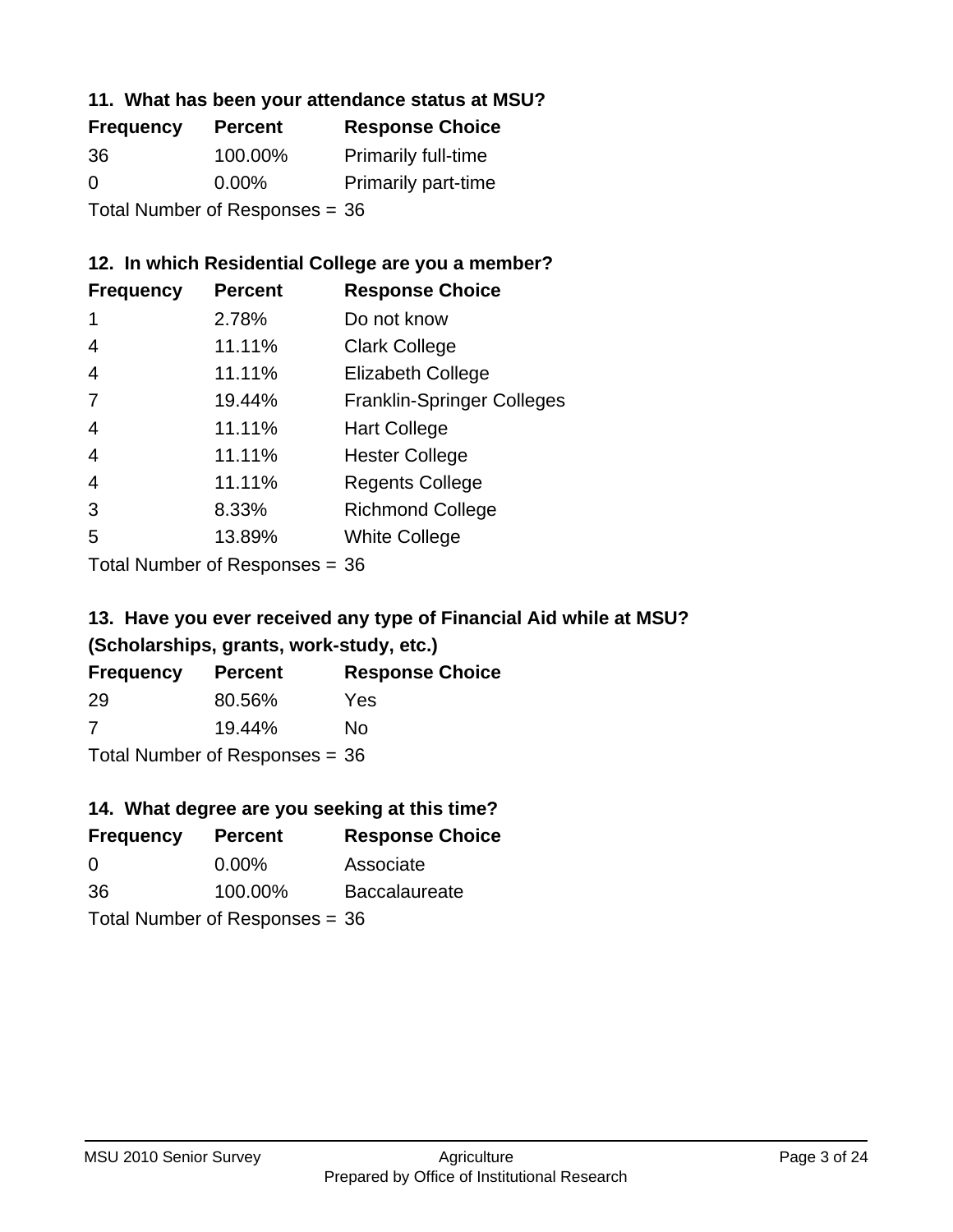### 11. What has been your attendance status at MSU?

| Frequency | Percent | Response Choice |
| --- | --- | --- |
| 36 | 100.00% | Primarily full-time |
| 0 | 0.00% | Primarily part-time |

Total Number of Responses = 36

### 12. In which Residential College are you a member?

| Frequency | Percent | Response Choice |
| --- | --- | --- |
| 1 | 2.78% | Do not know |
| 4 | 11.11% | Clark College |
| 4 | 11.11% | Elizabeth College |
| 7 | 19.44% | Franklin-Springer Colleges |
| 4 | 11.11% | Hart College |
| 4 | 11.11% | Hester College |
| 4 | 11.11% | Regents College |
| 3 | 8.33% | Richmond College |
| 5 | 13.89% | White College |

Total Number of Responses = 36

### 13. Have you ever received any type of Financial Aid while at MSU? (Scholarships, grants, work-study, etc.)

| Frequency | Percent | Response Choice |
| --- | --- | --- |
| 29 | 80.56% | Yes |
| 7 | 19.44% | No |

Total Number of Responses = 36

### 14. What degree are you seeking at this time?

| Frequency | Percent | Response Choice |
| --- | --- | --- |
| 0 | 0.00% | Associate |
| 36 | 100.00% | Baccalaureate |

Total Number of Responses = 36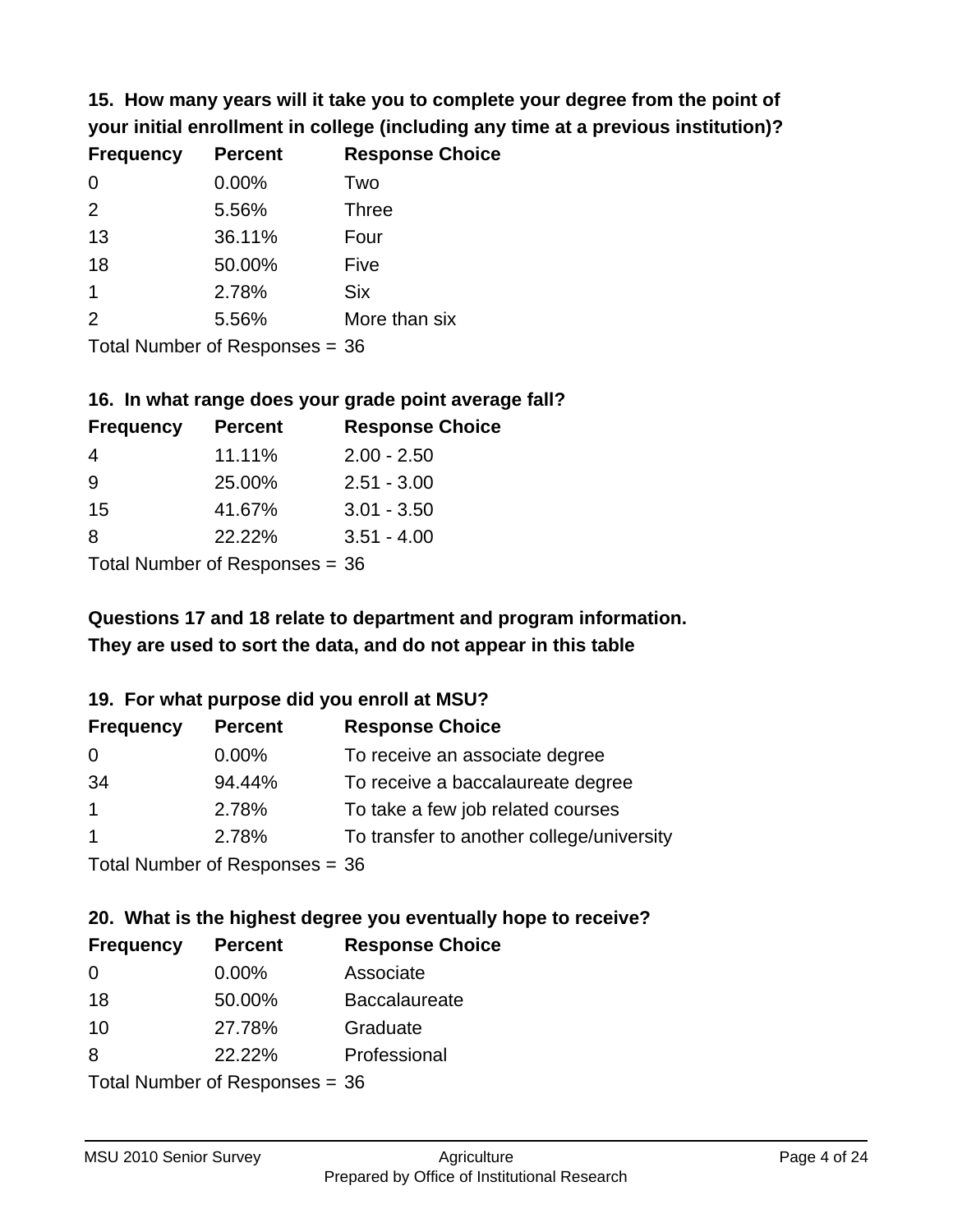### 15. How many years will it take you to complete your degree from the point of your initial enrollment in college (including any time at a previous institution)?

| Frequency | Percent | Response Choice |
|---|---|---|
| 0 | 0.00% | Two |
| 2 | 5.56% | Three |
| 13 | 36.11% | Four |
| 18 | 50.00% | Five |
| 1 | 2.78% | Six |
| 2 | 5.56% | More than six |

Total Number of Responses = 36

### 16. In what range does your grade point average fall?

| Frequency | Percent | Response Choice |
|---|---|---|
| 4 | 11.11% | 2.00 - 2.50 |
| 9 | 25.00% | 2.51 - 3.00 |
| 15 | 41.67% | 3.01 - 3.50 |
| 8 | 22.22% | 3.51 - 4.00 |

Total Number of Responses = 36

**Questions 17 and 18 relate to department and program information. They are used to sort the data, and do not appear in this table**

### 19. For what purpose did you enroll at MSU?

| Frequency | Percent | Response Choice |
|---|---|---|
| 0 | 0.00% | To receive an associate degree |
| 34 | 94.44% | To receive a baccalaureate degree |
| 1 | 2.78% | To take a few job related courses |
| 1 | 2.78% | To transfer to another college/university |

Total Number of Responses = 36

### 20. What is the highest degree you eventually hope to receive?

| Frequency | Percent | Response Choice |
|---|---|---|
| 0 | 0.00% | Associate |
| 18 | 50.00% | Baccalaureate |
| 10 | 27.78% | Graduate |
| 8 | 22.22% | Professional |

Total Number of Responses = 36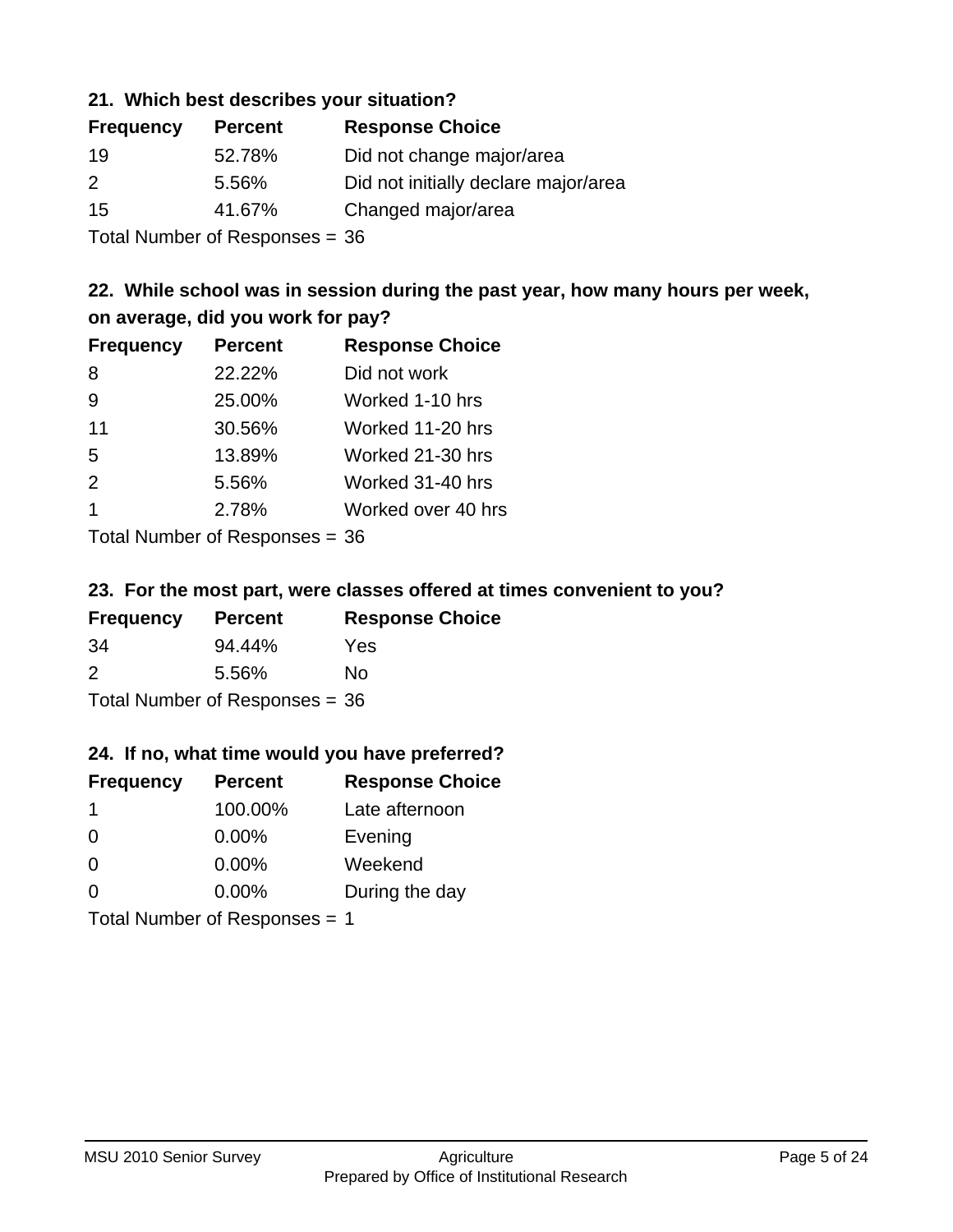### 21. Which best describes your situation?

| Frequency | Percent | Response Choice |
| --- | --- | --- |
| 19 | 52.78% | Did not change major/area |
| 2 | 5.56% | Did not initially declare major/area |
| 15 | 41.67% | Changed major/area |

Total Number of Responses = 36

### 22. While school was in session during the past year, how many hours per week, on average, did you work for pay?

| Frequency | Percent | Response Choice |
| --- | --- | --- |
| 8 | 22.22% | Did not work |
| 9 | 25.00% | Worked 1-10 hrs |
| 11 | 30.56% | Worked 11-20 hrs |
| 5 | 13.89% | Worked 21-30 hrs |
| 2 | 5.56% | Worked 31-40 hrs |
| 1 | 2.78% | Worked over 40 hrs |

Total Number of Responses = 36

### 23. For the most part, were classes offered at times convenient to you?

| Frequency | Percent | Response Choice |
| --- | --- | --- |
| 34 | 94.44% | Yes |
| 2 | 5.56% | No |

Total Number of Responses = 36

### 24. If no, what time would you have preferred?

| Frequency | Percent | Response Choice |
| --- | --- | --- |
| 1 | 100.00% | Late afternoon |
| 0 | 0.00% | Evening |
| 0 | 0.00% | Weekend |
| 0 | 0.00% | During the day |

Total Number of Responses = 1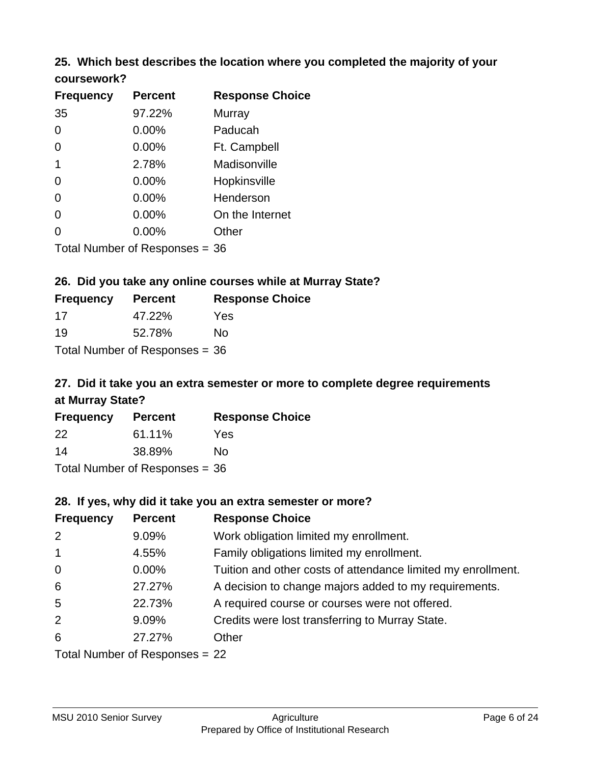### 25. Which best describes the location where you completed the majority of your coursework?

| Frequency | Percent | Response Choice |
|---|---|---|
| 35 | 97.22% | Murray |
| 0 | 0.00% | Paducah |
| 0 | 0.00% | Ft. Campbell |
| 1 | 2.78% | Madisonville |
| 0 | 0.00% | Hopkinsville |
| 0 | 0.00% | Henderson |
| 0 | 0.00% | On the Internet |
| 0 | 0.00% | Other |

Total Number of Responses = 36

### 26. Did you take any online courses while at Murray State?

| Frequency | Percent | Response Choice |
|---|---|---|
| 17 | 47.22% | Yes |
| 19 | 52.78% | No |

Total Number of Responses = 36

### 27. Did it take you an extra semester or more to complete degree requirements at Murray State?

| Frequency | Percent | Response Choice |
|---|---|---|
| 22 | 61.11% | Yes |
| 14 | 38.89% | No |

Total Number of Responses = 36

### 28. If yes, why did it take you an extra semester or more?

| Frequency | Percent | Response Choice |
|---|---|---|
| 2 | 9.09% | Work obligation limited my enrollment. |
| 1 | 4.55% | Family obligations limited my enrollment. |
| 0 | 0.00% | Tuition and other costs of attendance limited my enrollment. |
| 6 | 27.27% | A decision to change majors added to my requirements. |
| 5 | 22.73% | A required course or courses were not offered. |
| 2 | 9.09% | Credits were lost transferring to Murray State. |
| 6 | 27.27% | Other |

Total Number of Responses = 22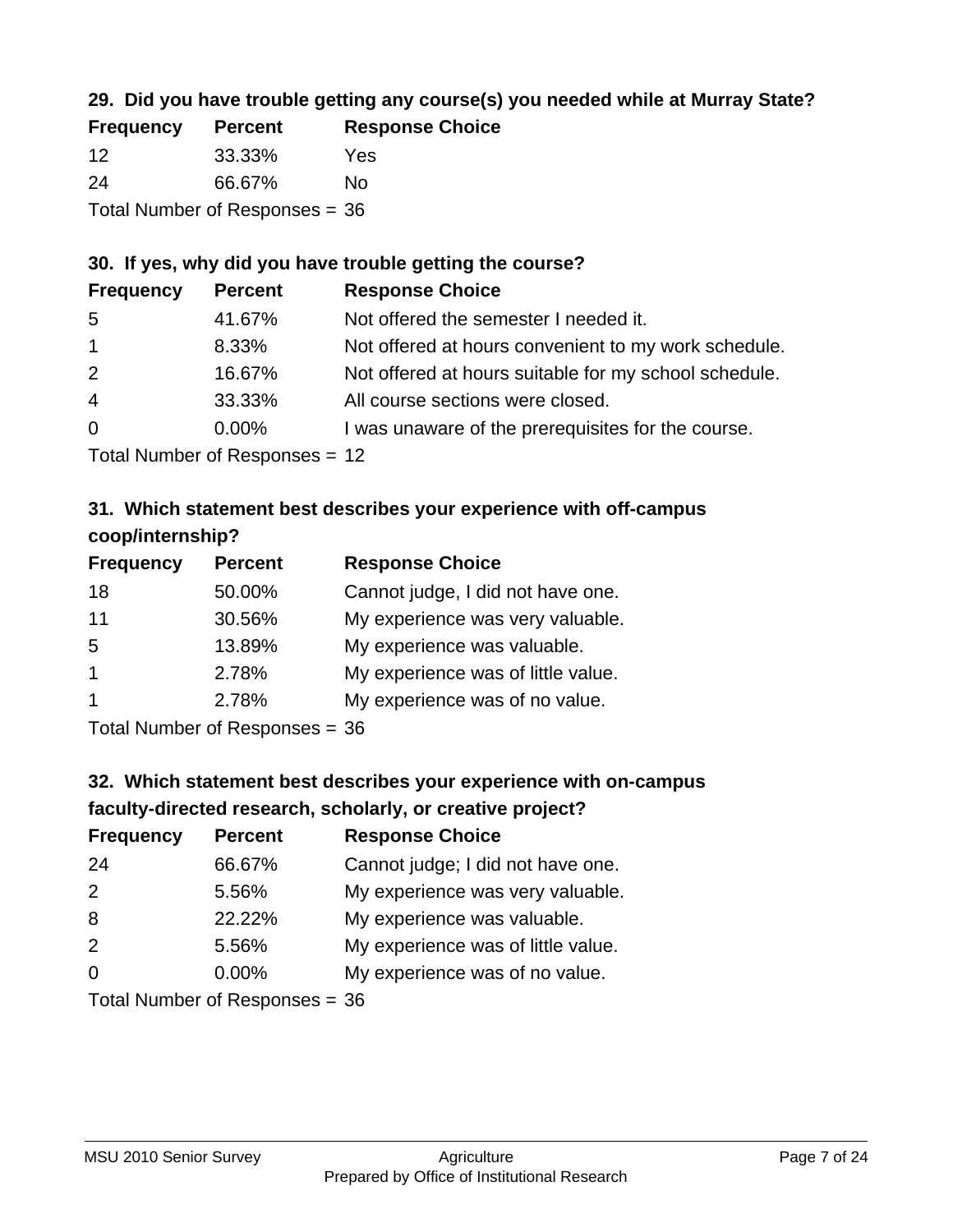### 29. Did you have trouble getting any course(s) you needed while at Murray State?

| Frequency | Percent | Response Choice |
|---|---|---|
| 12 | 33.33% | Yes |
| 24 | 66.67% | No |

Total Number of Responses = 36

### 30. If yes, why did you have trouble getting the course?

| Frequency | Percent | Response Choice |
|---|---|---|
| 5 | 41.67% | Not offered the semester I needed it. |
| 1 | 8.33% | Not offered at hours convenient to my work schedule. |
| 2 | 16.67% | Not offered at hours suitable for my school schedule. |
| 4 | 33.33% | All course sections were closed. |
| 0 | 0.00% | I was unaware of the prerequisites for the course. |

Total Number of Responses = 12

### 31. Which statement best describes your experience with off-campus coop/internship?

| Frequency | Percent | Response Choice |
|---|---|---|
| 18 | 50.00% | Cannot judge, I did not have one. |
| 11 | 30.56% | My experience was very valuable. |
| 5 | 13.89% | My experience was valuable. |
| 1 | 2.78% | My experience was of little value. |
| 1 | 2.78% | My experience was of no value. |

Total Number of Responses = 36

### 32. Which statement best describes your experience with on-campus faculty-directed research, scholarly, or creative project?

| Frequency | Percent | Response Choice |
|---|---|---|
| 24 | 66.67% | Cannot judge; I did not have one. |
| 2 | 5.56% | My experience was very valuable. |
| 8 | 22.22% | My experience was valuable. |
| 2 | 5.56% | My experience was of little value. |
| 0 | 0.00% | My experience was of no value. |

Total Number of Responses = 36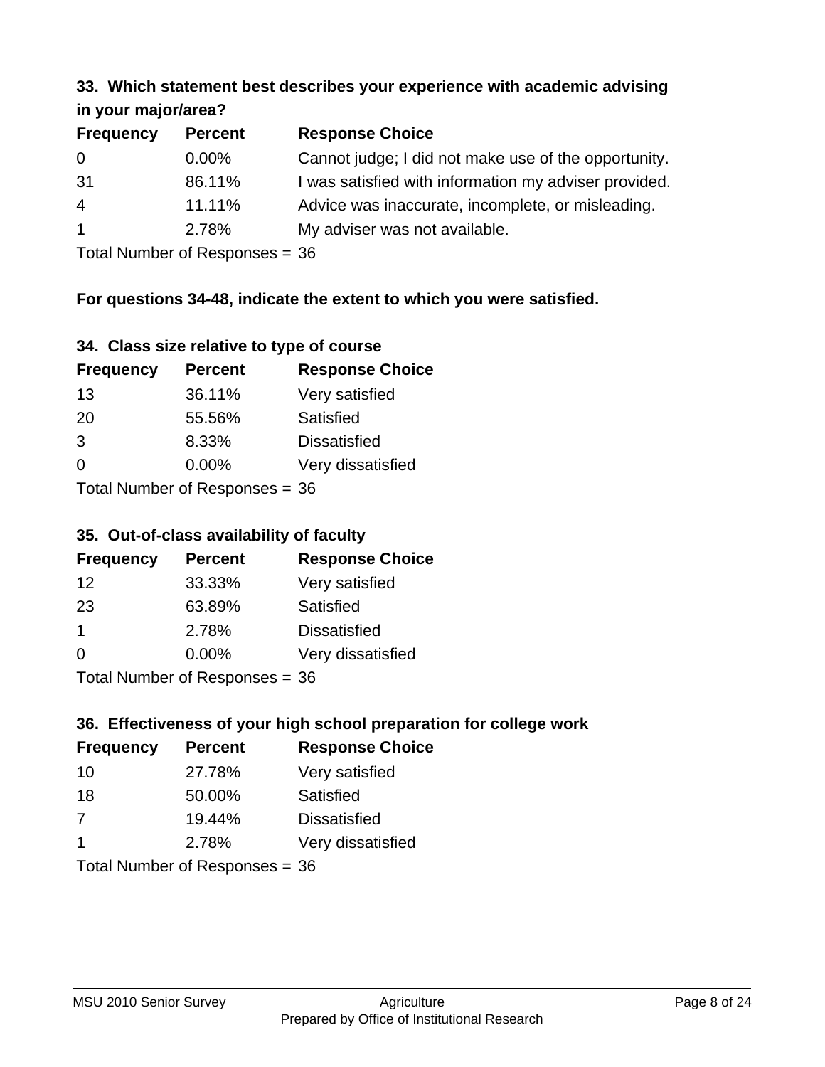### 33. Which statement best describes your experience with academic advising in your major/area?

| Frequency | Percent | Response Choice |
| --- | --- | --- |
| 0 | 0.00% | Cannot judge; I did not make use of the opportunity. |
| 31 | 86.11% | I was satisfied with information my adviser provided. |
| 4 | 11.11% | Advice was inaccurate, incomplete, or misleading. |
| 1 | 2.78% | My adviser was not available. |

Total Number of Responses = 36

**For questions 34-48, indicate the extent to which you were satisfied.**

### 34. Class size relative to type of course

| Frequency | Percent | Response Choice |
| --- | --- | --- |
| 13 | 36.11% | Very satisfied |
| 20 | 55.56% | Satisfied |
| 3 | 8.33% | Dissatisfied |
| 0 | 0.00% | Very dissatisfied |

Total Number of Responses = 36

### 35. Out-of-class availability of faculty

| Frequency | Percent | Response Choice |
| --- | --- | --- |
| 12 | 33.33% | Very satisfied |
| 23 | 63.89% | Satisfied |
| 1 | 2.78% | Dissatisfied |
| 0 | 0.00% | Very dissatisfied |

Total Number of Responses = 36

### 36. Effectiveness of your high school preparation for college work

| Frequency | Percent | Response Choice |
| --- | --- | --- |
| 10 | 27.78% | Very satisfied |
| 18 | 50.00% | Satisfied |
| 7 | 19.44% | Dissatisfied |
| 1 | 2.78% | Very dissatisfied |

Total Number of Responses = 36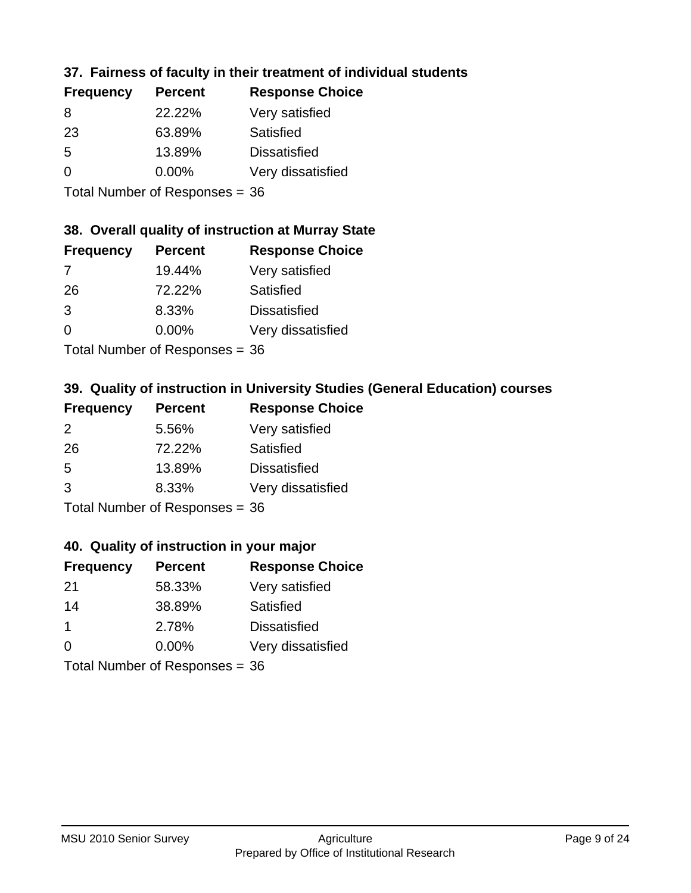### 37. Fairness of faculty in their treatment of individual students

| Frequency | Percent | Response Choice |
|---|---|---|
| 8 | 22.22% | Very satisfied |
| 23 | 63.89% | Satisfied |
| 5 | 13.89% | Dissatisfied |
| 0 | 0.00% | Very dissatisfied |

Total Number of Responses = 36

### 38. Overall quality of instruction at Murray State

| Frequency | Percent | Response Choice |
|---|---|---|
| 7 | 19.44% | Very satisfied |
| 26 | 72.22% | Satisfied |
| 3 | 8.33% | Dissatisfied |
| 0 | 0.00% | Very dissatisfied |

Total Number of Responses = 36

### 39. Quality of instruction in University Studies (General Education) courses

| Frequency | Percent | Response Choice |
|---|---|---|
| 2 | 5.56% | Very satisfied |
| 26 | 72.22% | Satisfied |
| 5 | 13.89% | Dissatisfied |
| 3 | 8.33% | Very dissatisfied |

Total Number of Responses = 36

### 40. Quality of instruction in your major

| Frequency | Percent | Response Choice |
|---|---|---|
| 21 | 58.33% | Very satisfied |
| 14 | 38.89% | Satisfied |
| 1 | 2.78% | Dissatisfied |
| 0 | 0.00% | Very dissatisfied |

Total Number of Responses = 36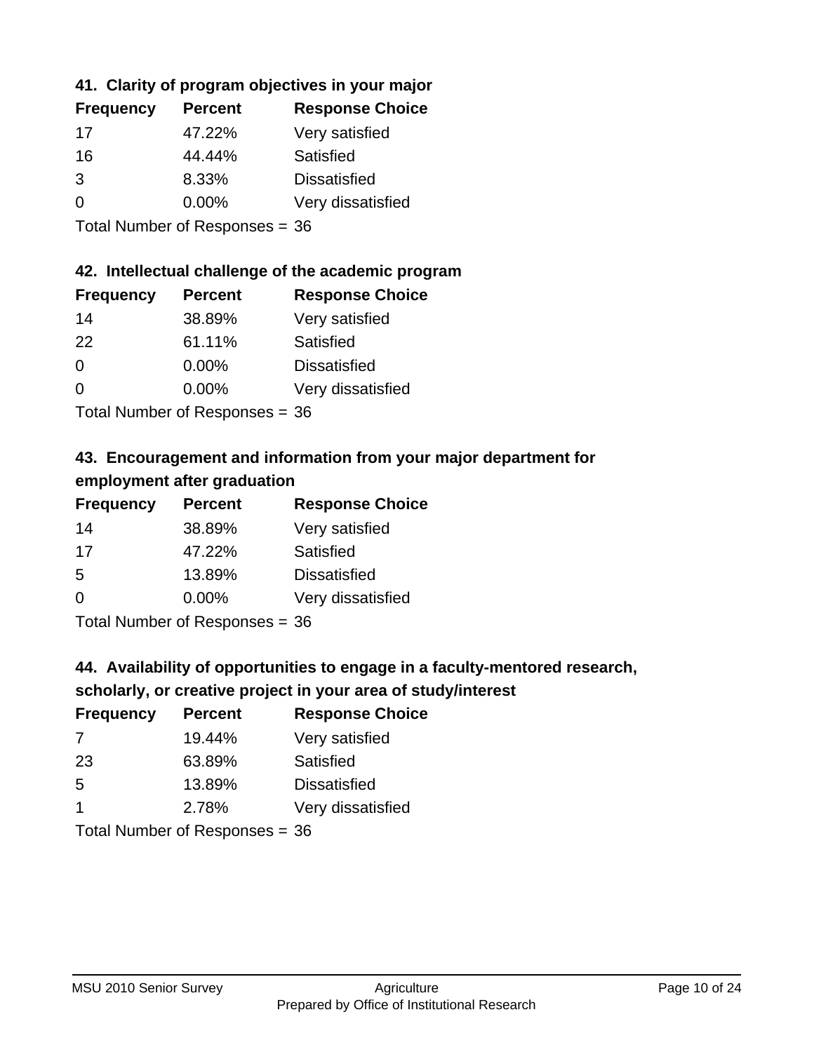### 41. Clarity of program objectives in your major

| Frequency | Percent | Response Choice |
| --- | --- | --- |
| 17 | 47.22% | Very satisfied |
| 16 | 44.44% | Satisfied |
| 3 | 8.33% | Dissatisfied |
| 0 | 0.00% | Very dissatisfied |

Total Number of Responses = 36

### 42. Intellectual challenge of the academic program

| Frequency | Percent | Response Choice |
| --- | --- | --- |
| 14 | 38.89% | Very satisfied |
| 22 | 61.11% | Satisfied |
| 0 | 0.00% | Dissatisfied |
| 0 | 0.00% | Very dissatisfied |

Total Number of Responses = 36

### 43. Encouragement and information from your major department for employment after graduation

| Frequency | Percent | Response Choice |
| --- | --- | --- |
| 14 | 38.89% | Very satisfied |
| 17 | 47.22% | Satisfied |
| 5 | 13.89% | Dissatisfied |
| 0 | 0.00% | Very dissatisfied |

Total Number of Responses = 36

### 44. Availability of opportunities to engage in a faculty-mentored research, scholarly, or creative project in your area of study/interest

| Frequency | Percent | Response Choice |
| --- | --- | --- |
| 7 | 19.44% | Very satisfied |
| 23 | 63.89% | Satisfied |
| 5 | 13.89% | Dissatisfied |
| 1 | 2.78% | Very dissatisfied |

Total Number of Responses = 36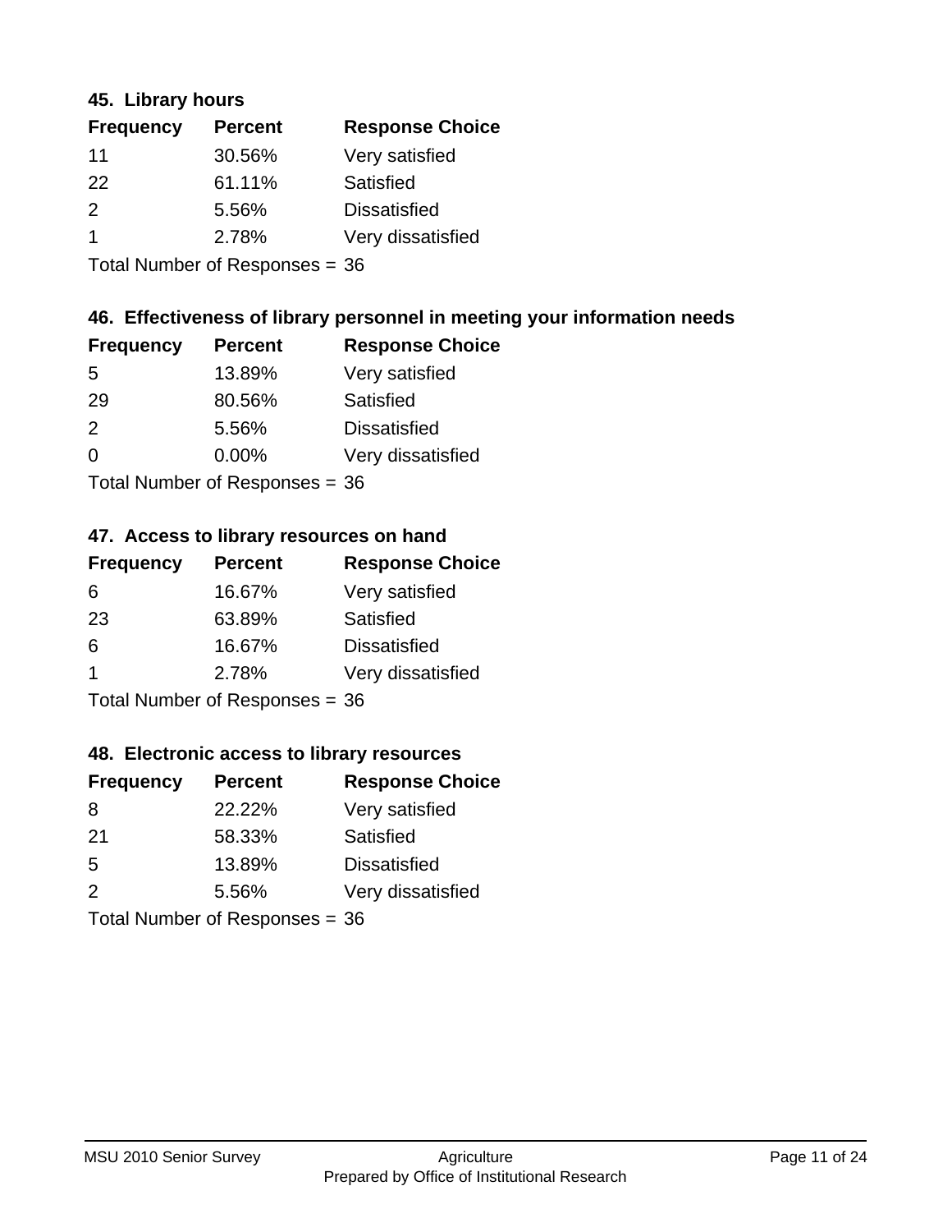### 45. Library hours

| Frequency | Percent | Response Choice |
|---|---|---|
| 11 | 30.56% | Very satisfied |
| 22 | 61.11% | Satisfied |
| 2 | 5.56% | Dissatisfied |
| 1 | 2.78% | Very dissatisfied |

Total Number of Responses = 36

### 46. Effectiveness of library personnel in meeting your information needs

| Frequency | Percent | Response Choice |
|---|---|---|
| 5 | 13.89% | Very satisfied |
| 29 | 80.56% | Satisfied |
| 2 | 5.56% | Dissatisfied |
| 0 | 0.00% | Very dissatisfied |

Total Number of Responses = 36

### 47. Access to library resources on hand

| Frequency | Percent | Response Choice |
|---|---|---|
| 6 | 16.67% | Very satisfied |
| 23 | 63.89% | Satisfied |
| 6 | 16.67% | Dissatisfied |
| 1 | 2.78% | Very dissatisfied |

Total Number of Responses = 36

### 48. Electronic access to library resources

| Frequency | Percent | Response Choice |
|---|---|---|
| 8 | 22.22% | Very satisfied |
| 21 | 58.33% | Satisfied |
| 5 | 13.89% | Dissatisfied |
| 2 | 5.56% | Very dissatisfied |

Total Number of Responses = 36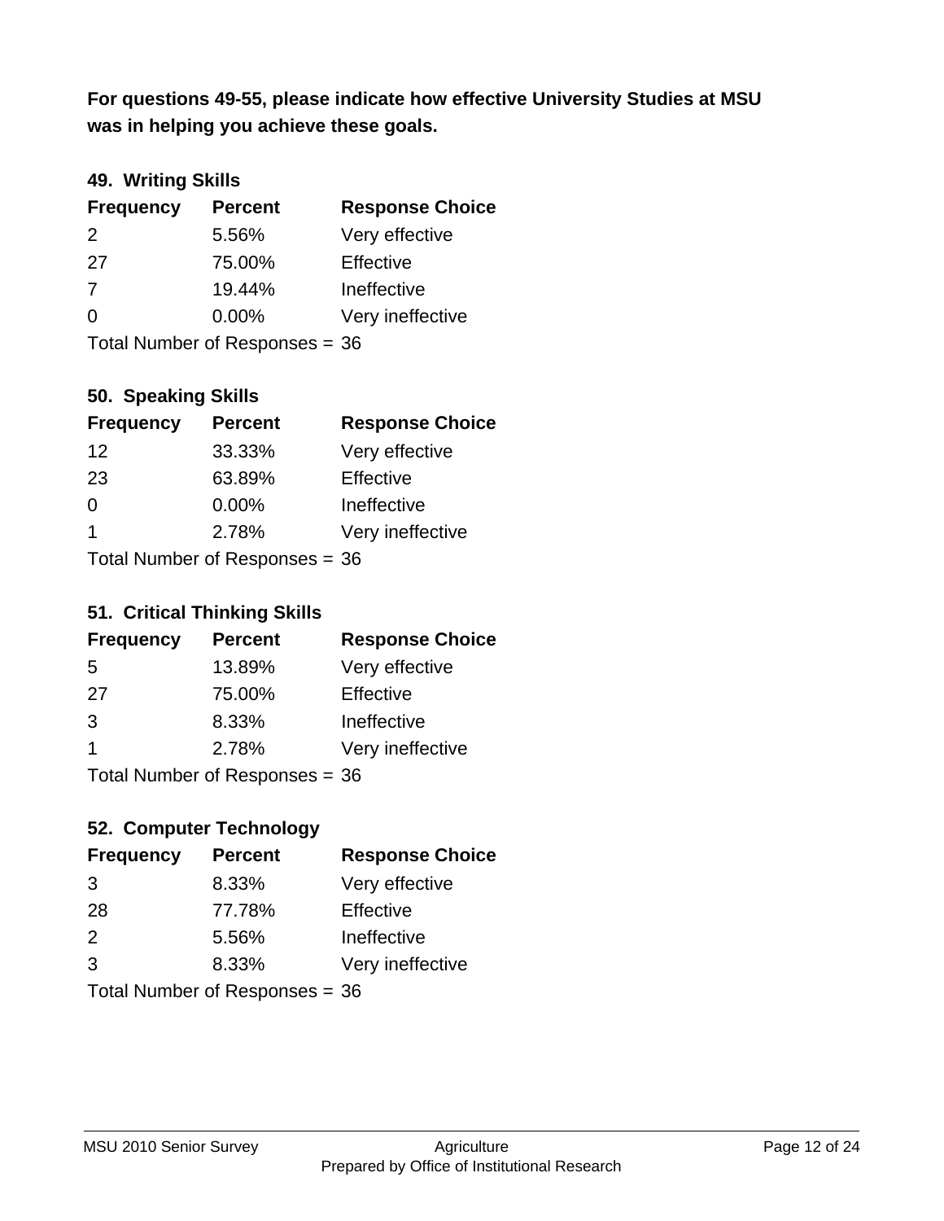**For questions 49-55, please indicate how effective University Studies at MSU was in helping you achieve these goals.**

### 49. Writing Skills

| Frequency | Percent | Response Choice |
|---|---|---|
| 2 | 5.56% | Very effective |
| 27 | 75.00% | Effective |
| 7 | 19.44% | Ineffective |
| 0 | 0.00% | Very ineffective |

Total Number of Responses = 36

### 50. Speaking Skills

| Frequency | Percent | Response Choice |
|---|---|---|
| 12 | 33.33% | Very effective |
| 23 | 63.89% | Effective |
| 0 | 0.00% | Ineffective |
| 1 | 2.78% | Very ineffective |

Total Number of Responses = 36

### 51. Critical Thinking Skills

| Frequency | Percent | Response Choice |
|---|---|---|
| 5 | 13.89% | Very effective |
| 27 | 75.00% | Effective |
| 3 | 8.33% | Ineffective |
| 1 | 2.78% | Very ineffective |

Total Number of Responses = 36

### 52. Computer Technology

| Frequency | Percent | Response Choice |
|---|---|---|
| 3 | 8.33% | Very effective |
| 28 | 77.78% | Effective |
| 2 | 5.56% | Ineffective |
| 3 | 8.33% | Very ineffective |

Total Number of Responses = 36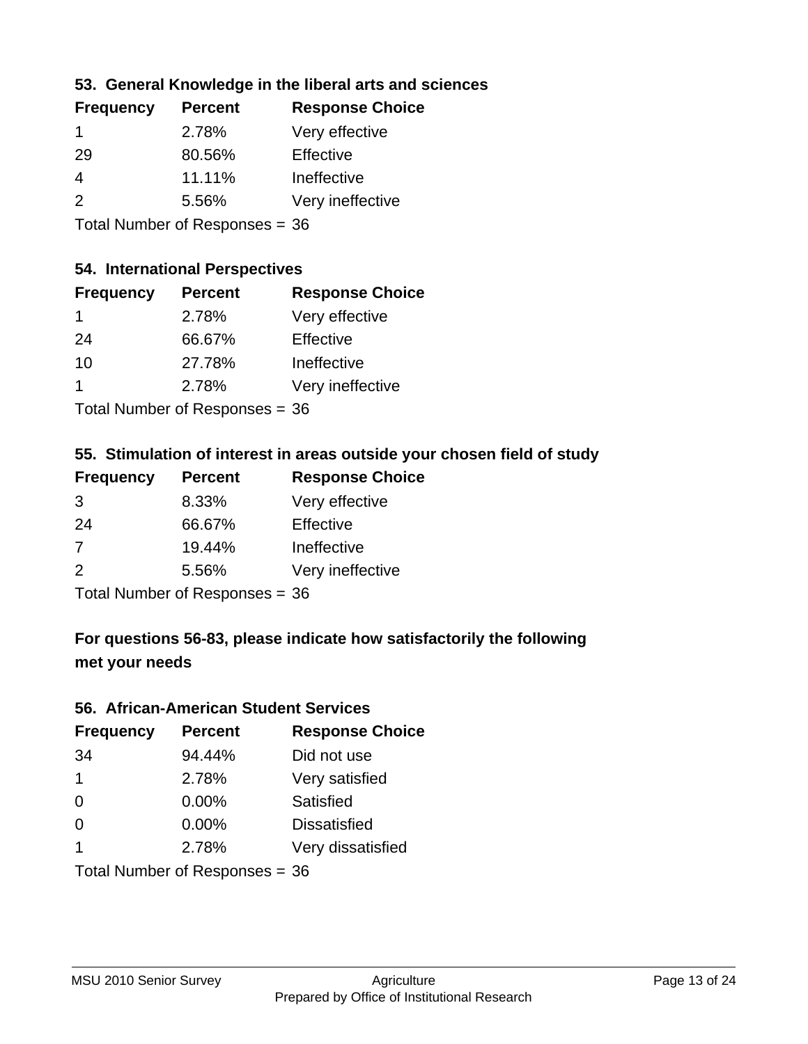### 53. General Knowledge in the liberal arts and sciences

| Frequency | Percent | Response Choice |
|---|---|---|
| 1 | 2.78% | Very effective |
| 29 | 80.56% | Effective |
| 4 | 11.11% | Ineffective |
| 2 | 5.56% | Very ineffective |

Total Number of Responses = 36

### 54. International Perspectives

| Frequency | Percent | Response Choice |
|---|---|---|
| 1 | 2.78% | Very effective |
| 24 | 66.67% | Effective |
| 10 | 27.78% | Ineffective |
| 1 | 2.78% | Very ineffective |

Total Number of Responses = 36

### 55. Stimulation of interest in areas outside your chosen field of study

| Frequency | Percent | Response Choice |
|---|---|---|
| 3 | 8.33% | Very effective |
| 24 | 66.67% | Effective |
| 7 | 19.44% | Ineffective |
| 2 | 5.56% | Very ineffective |

Total Number of Responses = 36

## For questions 56-83, please indicate how satisfactorily the following met your needs

### 56. African-American Student Services

| Frequency | Percent | Response Choice |
|---|---|---|
| 34 | 94.44% | Did not use |
| 1 | 2.78% | Very satisfied |
| 0 | 0.00% | Satisfied |
| 0 | 0.00% | Dissatisfied |
| 1 | 2.78% | Very dissatisfied |

Total Number of Responses = 36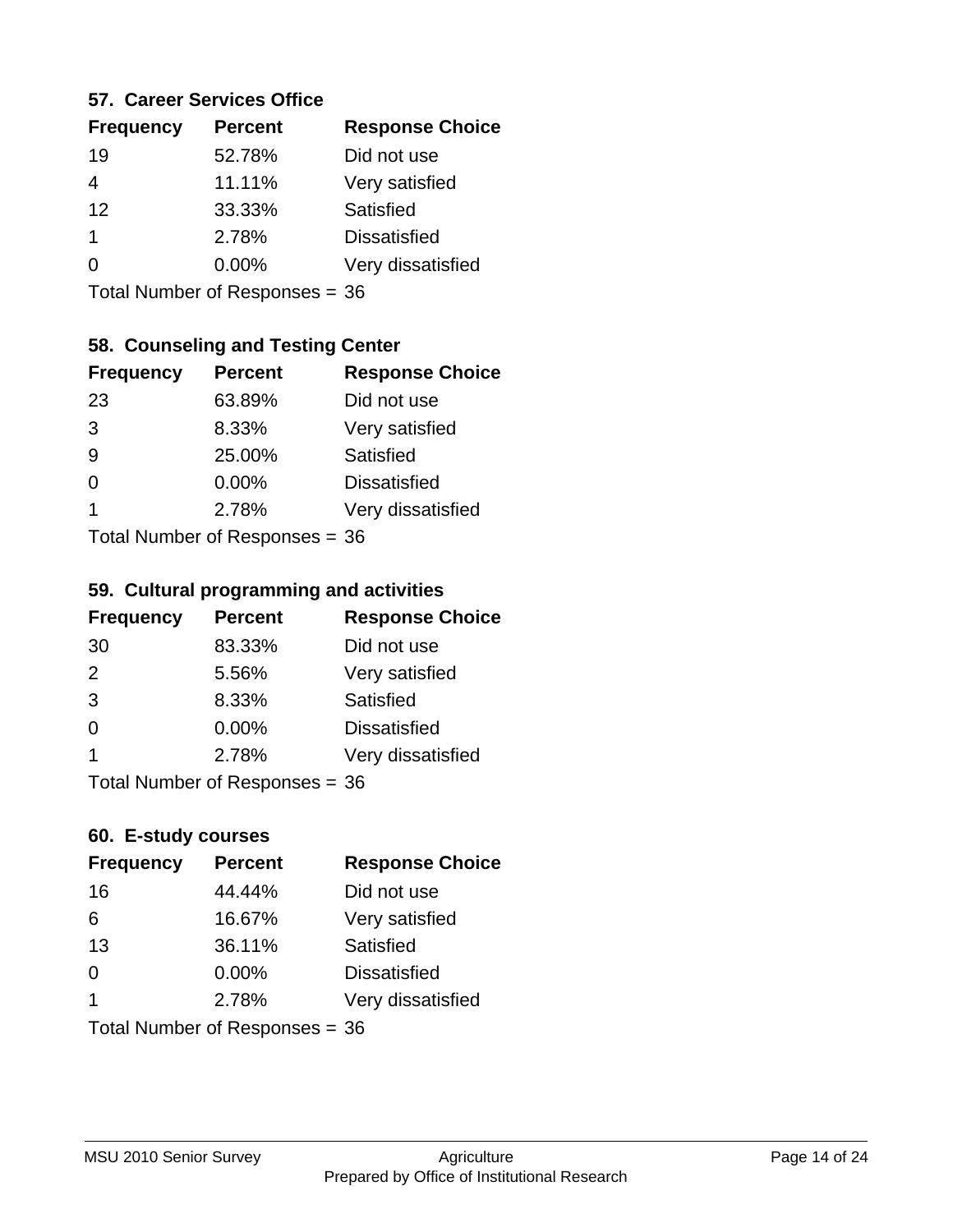### 57. Career Services Office

| Frequency | Percent | Response Choice |
|---|---|---|
| 19 | 52.78% | Did not use |
| 4 | 11.11% | Very satisfied |
| 12 | 33.33% | Satisfied |
| 1 | 2.78% | Dissatisfied |
| 0 | 0.00% | Very dissatisfied |

Total Number of Responses = 36

### 58. Counseling and Testing Center

| Frequency | Percent | Response Choice |
|---|---|---|
| 23 | 63.89% | Did not use |
| 3 | 8.33% | Very satisfied |
| 9 | 25.00% | Satisfied |
| 0 | 0.00% | Dissatisfied |
| 1 | 2.78% | Very dissatisfied |

Total Number of Responses = 36

### 59. Cultural programming and activities

| Frequency | Percent | Response Choice |
|---|---|---|
| 30 | 83.33% | Did not use |
| 2 | 5.56% | Very satisfied |
| 3 | 8.33% | Satisfied |
| 0 | 0.00% | Dissatisfied |
| 1 | 2.78% | Very dissatisfied |

Total Number of Responses = 36

### 60. E-study courses

| Frequency | Percent | Response Choice |
|---|---|---|
| 16 | 44.44% | Did not use |
| 6 | 16.67% | Very satisfied |
| 13 | 36.11% | Satisfied |
| 0 | 0.00% | Dissatisfied |
| 1 | 2.78% | Very dissatisfied |

Total Number of Responses = 36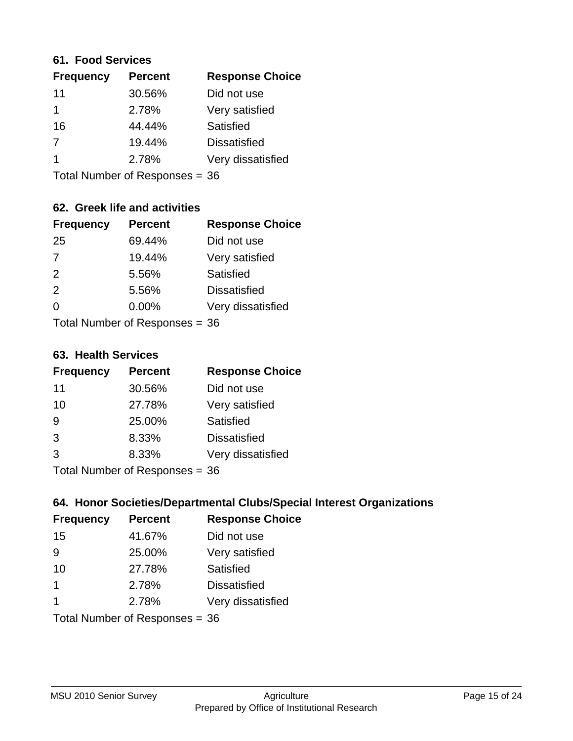### 61. Food Services

| Frequency | Percent | Response Choice |
|---|---|---|
| 11 | 30.56% | Did not use |
| 1 | 2.78% | Very satisfied |
| 16 | 44.44% | Satisfied |
| 7 | 19.44% | Dissatisfied |
| 1 | 2.78% | Very dissatisfied |

Total Number of Responses = 36

### 62. Greek life and activities

| Frequency | Percent | Response Choice |
|---|---|---|
| 25 | 69.44% | Did not use |
| 7 | 19.44% | Very satisfied |
| 2 | 5.56% | Satisfied |
| 2 | 5.56% | Dissatisfied |
| 0 | 0.00% | Very dissatisfied |

Total Number of Responses = 36

### 63. Health Services

| Frequency | Percent | Response Choice |
|---|---|---|
| 11 | 30.56% | Did not use |
| 10 | 27.78% | Very satisfied |
| 9 | 25.00% | Satisfied |
| 3 | 8.33% | Dissatisfied |
| 3 | 8.33% | Very dissatisfied |

Total Number of Responses = 36

### 64. Honor Societies/Departmental Clubs/Special Interest Organizations

| Frequency | Percent | Response Choice |
|---|---|---|
| 15 | 41.67% | Did not use |
| 9 | 25.00% | Very satisfied |
| 10 | 27.78% | Satisfied |
| 1 | 2.78% | Dissatisfied |
| 1 | 2.78% | Very dissatisfied |

Total Number of Responses = 36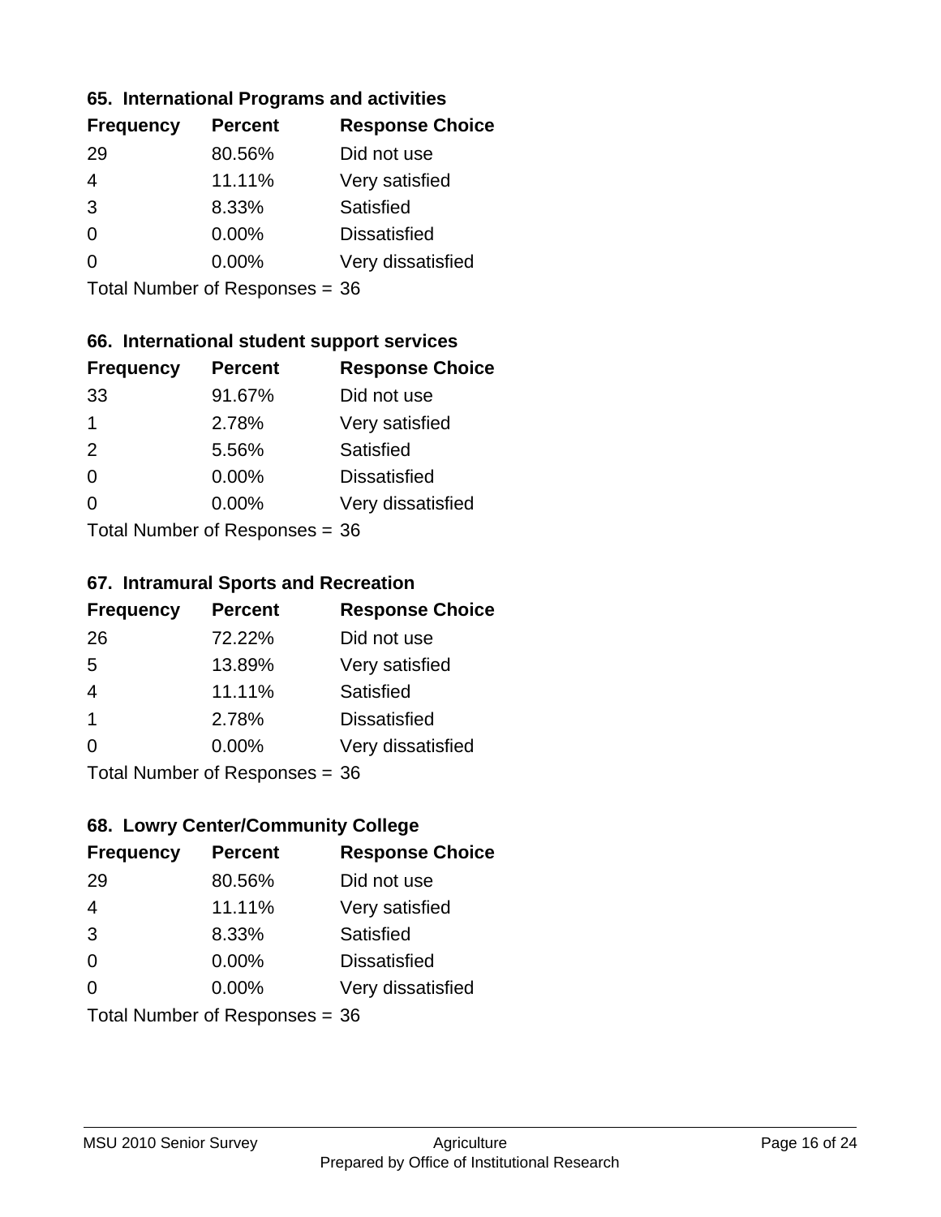### 65. International Programs and activities

| Frequency | Percent | Response Choice |
|---|---|---|
| 29 | 80.56% | Did not use |
| 4 | 11.11% | Very satisfied |
| 3 | 8.33% | Satisfied |
| 0 | 0.00% | Dissatisfied |
| 0 | 0.00% | Very dissatisfied |

Total Number of Responses = 36

### 66. International student support services

| Frequency | Percent | Response Choice |
|---|---|---|
| 33 | 91.67% | Did not use |
| 1 | 2.78% | Very satisfied |
| 2 | 5.56% | Satisfied |
| 0 | 0.00% | Dissatisfied |
| 0 | 0.00% | Very dissatisfied |

Total Number of Responses = 36

### 67. Intramural Sports and Recreation

| Frequency | Percent | Response Choice |
|---|---|---|
| 26 | 72.22% | Did not use |
| 5 | 13.89% | Very satisfied |
| 4 | 11.11% | Satisfied |
| 1 | 2.78% | Dissatisfied |
| 0 | 0.00% | Very dissatisfied |

Total Number of Responses = 36

### 68. Lowry Center/Community College

| Frequency | Percent | Response Choice |
|---|---|---|
| 29 | 80.56% | Did not use |
| 4 | 11.11% | Very satisfied |
| 3 | 8.33% | Satisfied |
| 0 | 0.00% | Dissatisfied |
| 0 | 0.00% | Very dissatisfied |

Total Number of Responses = 36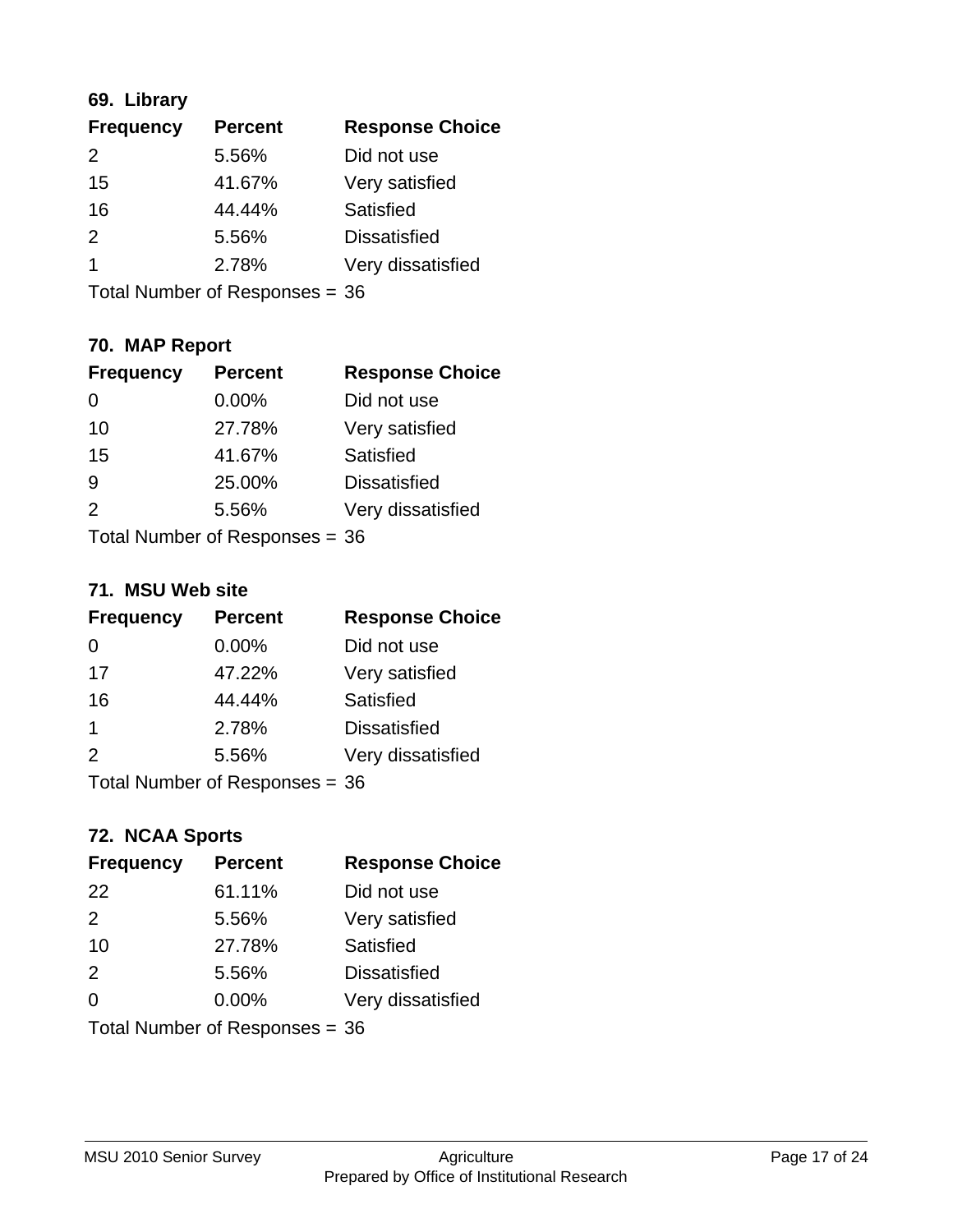### 69. Library

| Frequency | Percent | Response Choice |
|---|---|---|
| 2 | 5.56% | Did not use |
| 15 | 41.67% | Very satisfied |
| 16 | 44.44% | Satisfied |
| 2 | 5.56% | Dissatisfied |
| 1 | 2.78% | Very dissatisfied |

Total Number of Responses = 36

### 70. MAP Report

| Frequency | Percent | Response Choice |
|---|---|---|
| 0 | 0.00% | Did not use |
| 10 | 27.78% | Very satisfied |
| 15 | 41.67% | Satisfied |
| 9 | 25.00% | Dissatisfied |
| 2 | 5.56% | Very dissatisfied |

Total Number of Responses = 36

### 71. MSU Web site

| Frequency | Percent | Response Choice |
|---|---|---|
| 0 | 0.00% | Did not use |
| 17 | 47.22% | Very satisfied |
| 16 | 44.44% | Satisfied |
| 1 | 2.78% | Dissatisfied |
| 2 | 5.56% | Very dissatisfied |

Total Number of Responses = 36

### 72. NCAA Sports

| Frequency | Percent | Response Choice |
|---|---|---|
| 22 | 61.11% | Did not use |
| 2 | 5.56% | Very satisfied |
| 10 | 27.78% | Satisfied |
| 2 | 5.56% | Dissatisfied |
| 0 | 0.00% | Very dissatisfied |

Total Number of Responses = 36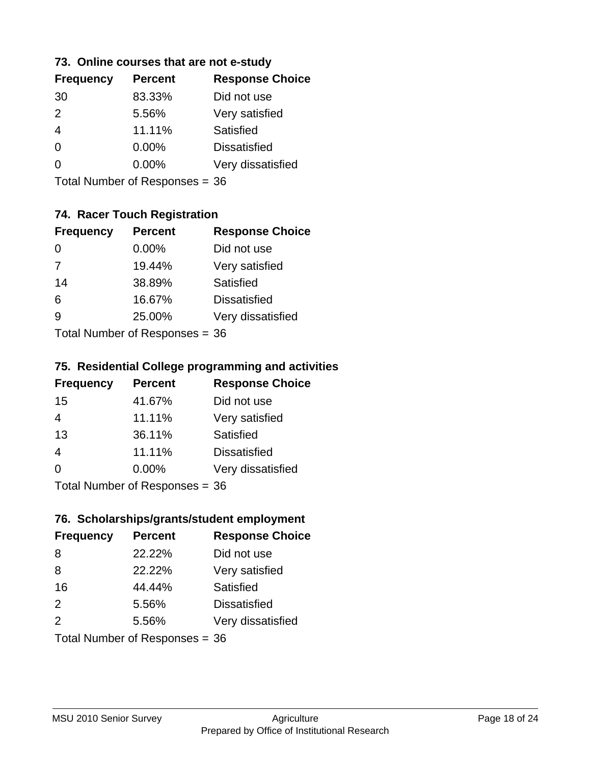### 73. Online courses that are not e-study

| Frequency | Percent | Response Choice |
|---|---|---|
| 30 | 83.33% | Did not use |
| 2 | 5.56% | Very satisfied |
| 4 | 11.11% | Satisfied |
| 0 | 0.00% | Dissatisfied |
| 0 | 0.00% | Very dissatisfied |

Total Number of Responses = 36

### 74. Racer Touch Registration

| Frequency | Percent | Response Choice |
|---|---|---|
| 0 | 0.00% | Did not use |
| 7 | 19.44% | Very satisfied |
| 14 | 38.89% | Satisfied |
| 6 | 16.67% | Dissatisfied |
| 9 | 25.00% | Very dissatisfied |

Total Number of Responses = 36

### 75. Residential College programming and activities

| Frequency | Percent | Response Choice |
|---|---|---|
| 15 | 41.67% | Did not use |
| 4 | 11.11% | Very satisfied |
| 13 | 36.11% | Satisfied |
| 4 | 11.11% | Dissatisfied |
| 0 | 0.00% | Very dissatisfied |

Total Number of Responses = 36

### 76. Scholarships/grants/student employment

| Frequency | Percent | Response Choice |
|---|---|---|
| 8 | 22.22% | Did not use |
| 8 | 22.22% | Very satisfied |
| 16 | 44.44% | Satisfied |
| 2 | 5.56% | Dissatisfied |
| 2 | 5.56% | Very dissatisfied |

Total Number of Responses = 36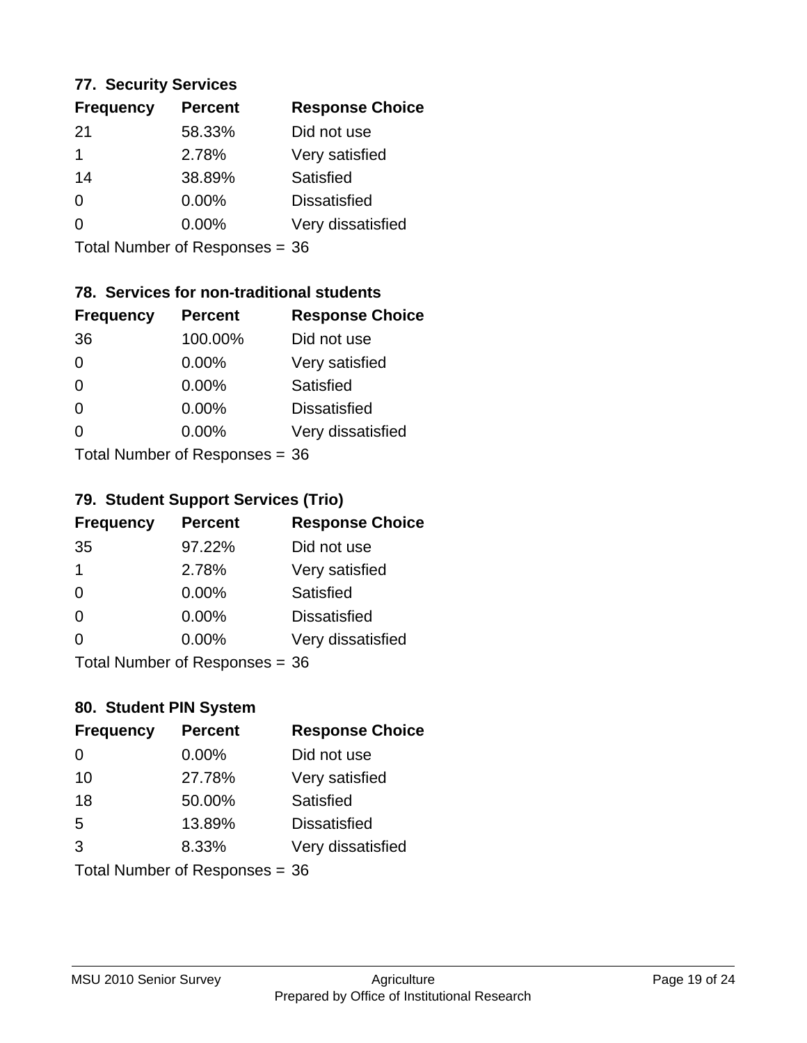### 77. Security Services

| Frequency | Percent | Response Choice |
|---|---|---|
| 21 | 58.33% | Did not use |
| 1 | 2.78% | Very satisfied |
| 14 | 38.89% | Satisfied |
| 0 | 0.00% | Dissatisfied |
| 0 | 0.00% | Very dissatisfied |

Total Number of Responses = 36

### 78. Services for non-traditional students

| Frequency | Percent | Response Choice |
|---|---|---|
| 36 | 100.00% | Did not use |
| 0 | 0.00% | Very satisfied |
| 0 | 0.00% | Satisfied |
| 0 | 0.00% | Dissatisfied |
| 0 | 0.00% | Very dissatisfied |

Total Number of Responses = 36

### 79. Student Support Services (Trio)

| Frequency | Percent | Response Choice |
|---|---|---|
| 35 | 97.22% | Did not use |
| 1 | 2.78% | Very satisfied |
| 0 | 0.00% | Satisfied |
| 0 | 0.00% | Dissatisfied |
| 0 | 0.00% | Very dissatisfied |

Total Number of Responses = 36

### 80. Student PIN System

| Frequency | Percent | Response Choice |
|---|---|---|
| 0 | 0.00% | Did not use |
| 10 | 27.78% | Very satisfied |
| 18 | 50.00% | Satisfied |
| 5 | 13.89% | Dissatisfied |
| 3 | 8.33% | Very dissatisfied |

Total Number of Responses = 36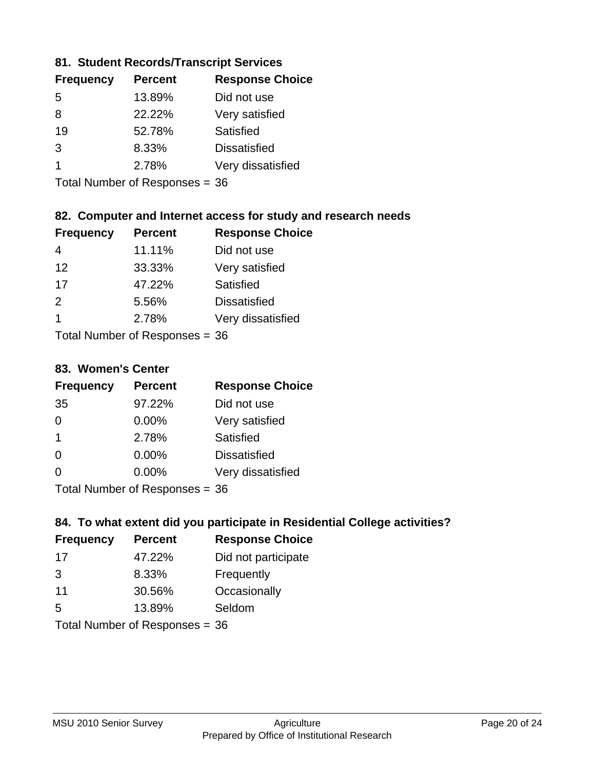### 81. Student Records/Transcript Services

| Frequency | Percent | Response Choice |
|---|---|---|
| 5 | 13.89% | Did not use |
| 8 | 22.22% | Very satisfied |
| 19 | 52.78% | Satisfied |
| 3 | 8.33% | Dissatisfied |
| 1 | 2.78% | Very dissatisfied |

Total Number of Responses = 36

### 82. Computer and Internet access for study and research needs

| Frequency | Percent | Response Choice |
|---|---|---|
| 4 | 11.11% | Did not use |
| 12 | 33.33% | Very satisfied |
| 17 | 47.22% | Satisfied |
| 2 | 5.56% | Dissatisfied |
| 1 | 2.78% | Very dissatisfied |

Total Number of Responses = 36

### 83. Women's Center

| Frequency | Percent | Response Choice |
|---|---|---|
| 35 | 97.22% | Did not use |
| 0 | 0.00% | Very satisfied |
| 1 | 2.78% | Satisfied |
| 0 | 0.00% | Dissatisfied |
| 0 | 0.00% | Very dissatisfied |

Total Number of Responses = 36

### 84. To what extent did you participate in Residential College activities?

| Frequency | Percent | Response Choice |
|---|---|---|
| 17 | 47.22% | Did not participate |
| 3 | 8.33% | Frequently |
| 11 | 30.56% | Occasionally |
| 5 | 13.89% | Seldom |

Total Number of Responses = 36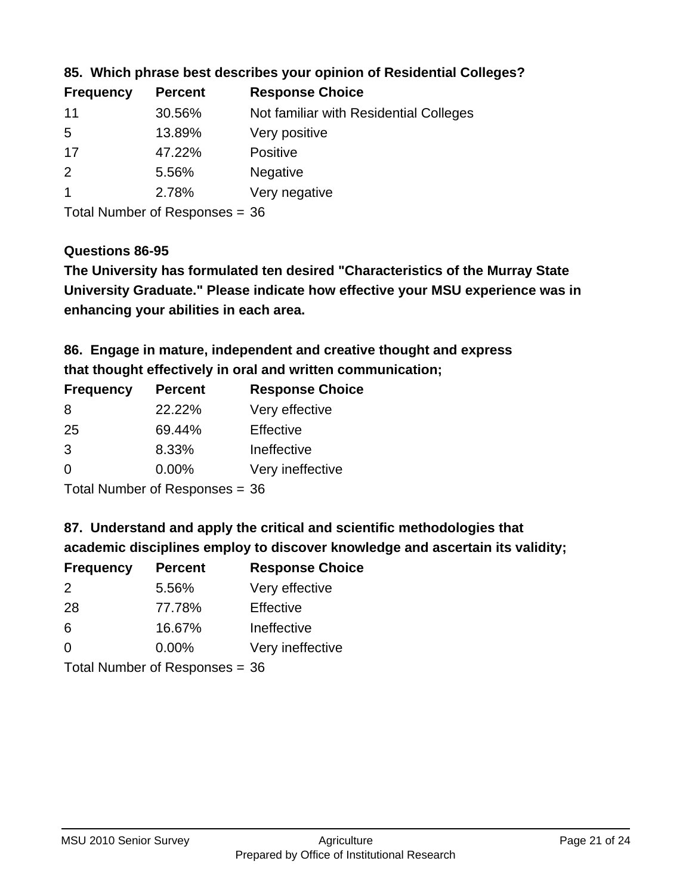**85. Which phrase best describes your opinion of Residential Colleges?**

| Frequency | Percent | Response Choice |
| --- | --- | --- |
| 11 | 30.56% | Not familiar with Residential Colleges |
| 5 | 13.89% | Very positive |
| 17 | 47.22% | Positive |
| 2 | 5.56% | Negative |
| 1 | 2.78% | Very negative |

Total Number of Responses = 36

**Questions 86-95**

**The University has formulated ten desired "Characteristics of the Murray State University Graduate." Please indicate how effective your MSU experience was in enhancing your abilities in each area.**

**86. Engage in mature, independent and creative thought and express that thought effectively in oral and written communication;**

| Frequency | Percent | Response Choice |
| --- | --- | --- |
| 8 | 22.22% | Very effective |
| 25 | 69.44% | Effective |
| 3 | 8.33% | Ineffective |
| 0 | 0.00% | Very ineffective |

Total Number of Responses = 36

**87. Understand and apply the critical and scientific methodologies that academic disciplines employ to discover knowledge and ascertain its validity;**

| Frequency | Percent | Response Choice |
| --- | --- | --- |
| 2 | 5.56% | Very effective |
| 28 | 77.78% | Effective |
| 6 | 16.67% | Ineffective |
| 0 | 0.00% | Very ineffective |

Total Number of Responses = 36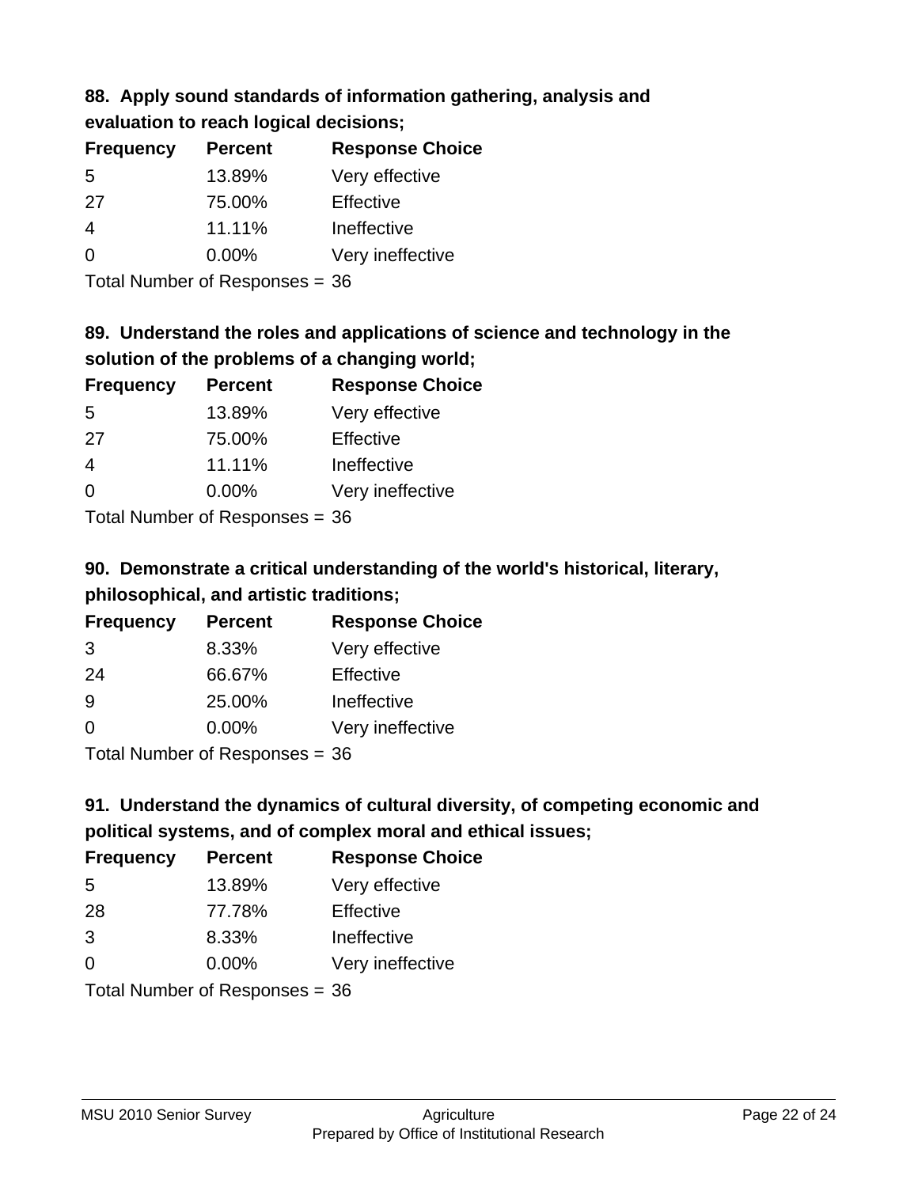**88. Apply sound standards of information gathering, analysis and evaluation to reach logical decisions;**

| Frequency | Percent | Response Choice |
|---|---|---|
| 5 | 13.89% | Very effective |
| 27 | 75.00% | Effective |
| 4 | 11.11% | Ineffective |
| 0 | 0.00% | Very ineffective |

Total Number of Responses = 36

**89. Understand the roles and applications of science and technology in the solution of the problems of a changing world;**

| Frequency | Percent | Response Choice |
|---|---|---|
| 5 | 13.89% | Very effective |
| 27 | 75.00% | Effective |
| 4 | 11.11% | Ineffective |
| 0 | 0.00% | Very ineffective |

Total Number of Responses = 36

**90. Demonstrate a critical understanding of the world's historical, literary, philosophical, and artistic traditions;**

| Frequency | Percent | Response Choice |
|---|---|---|
| 3 | 8.33% | Very effective |
| 24 | 66.67% | Effective |
| 9 | 25.00% | Ineffective |
| 0 | 0.00% | Very ineffective |

Total Number of Responses = 36

**91. Understand the dynamics of cultural diversity, of competing economic and political systems, and of complex moral and ethical issues;**

| Frequency | Percent | Response Choice |
|---|---|---|
| 5 | 13.89% | Very effective |
| 28 | 77.78% | Effective |
| 3 | 8.33% | Ineffective |
| 0 | 0.00% | Very ineffective |

Total Number of Responses = 36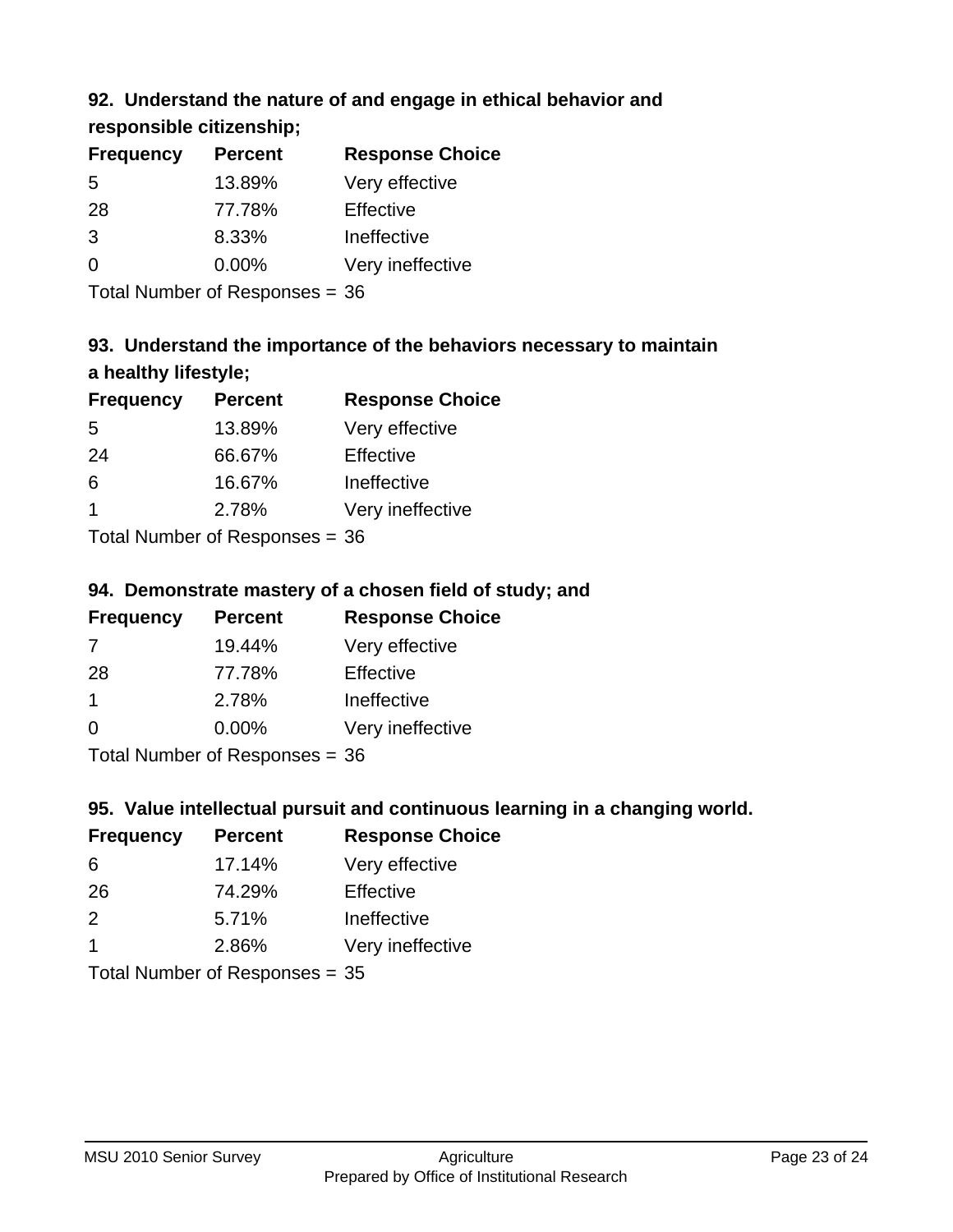### 92. Understand the nature of and engage in ethical behavior and responsible citizenship;

| Frequency | Percent | Response Choice |
|---|---|---|
| 5 | 13.89% | Very effective |
| 28 | 77.78% | Effective |
| 3 | 8.33% | Ineffective |
| 0 | 0.00% | Very ineffective |

Total Number of Responses = 36

### 93. Understand the importance of the behaviors necessary to maintain a healthy lifestyle;

| Frequency | Percent | Response Choice |
|---|---|---|
| 5 | 13.89% | Very effective |
| 24 | 66.67% | Effective |
| 6 | 16.67% | Ineffective |
| 1 | 2.78% | Very ineffective |

Total Number of Responses = 36

### 94. Demonstrate mastery of a chosen field of study; and

| Frequency | Percent | Response Choice |
|---|---|---|
| 7 | 19.44% | Very effective |
| 28 | 77.78% | Effective |
| 1 | 2.78% | Ineffective |
| 0 | 0.00% | Very ineffective |

Total Number of Responses = 36

### 95. Value intellectual pursuit and continuous learning in a changing world.

| Frequency | Percent | Response Choice |
|---|---|---|
| 6 | 17.14% | Very effective |
| 26 | 74.29% | Effective |
| 2 | 5.71% | Ineffective |
| 1 | 2.86% | Very ineffective |

Total Number of Responses = 35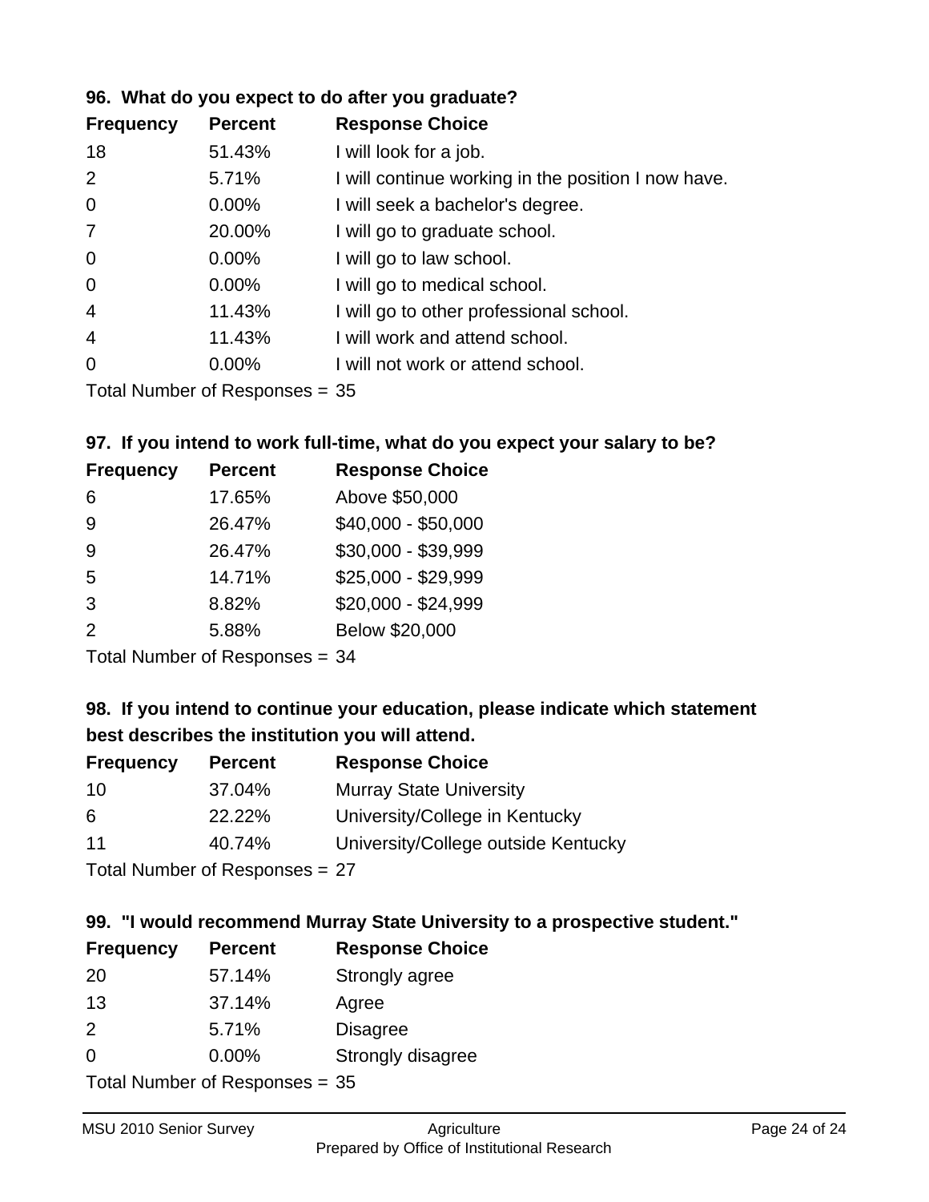### 96. What do you expect to do after you graduate?

| Frequency | Percent | Response Choice |
|---|---|---|
| 18 | 51.43% | I will look for a job. |
| 2 | 5.71% | I will continue working in the position I now have. |
| 0 | 0.00% | I will seek a bachelor's degree. |
| 7 | 20.00% | I will go to graduate school. |
| 0 | 0.00% | I will go to law school. |
| 0 | 0.00% | I will go to medical school. |
| 4 | 11.43% | I will go to other professional school. |
| 4 | 11.43% | I will work and attend school. |
| 0 | 0.00% | I will not work or attend school. |

Total Number of Responses = 35

### 97. If you intend to work full-time, what do you expect your salary to be?

| Frequency | Percent | Response Choice |
|---|---|---|
| 6 | 17.65% | Above $50,000 |
| 9 | 26.47% | $40,000 - $50,000 |
| 9 | 26.47% | $30,000 - $39,999 |
| 5 | 14.71% | $25,000 - $29,999 |
| 3 | 8.82% | $20,000 - $24,999 |
| 2 | 5.88% | Below $20,000 |

Total Number of Responses = 34

### 98. If you intend to continue your education, please indicate which statement best describes the institution you will attend.

| Frequency | Percent | Response Choice |
|---|---|---|
| 10 | 37.04% | Murray State University |
| 6 | 22.22% | University/College in Kentucky |
| 11 | 40.74% | University/College outside Kentucky |

Total Number of Responses = 27

### 99. "I would recommend Murray State University to a prospective student."

| Frequency | Percent | Response Choice |
|---|---|---|
| 20 | 57.14% | Strongly agree |
| 13 | 37.14% | Agree |
| 2 | 5.71% | Disagree |
| 0 | 0.00% | Strongly disagree |

Total Number of Responses = 35